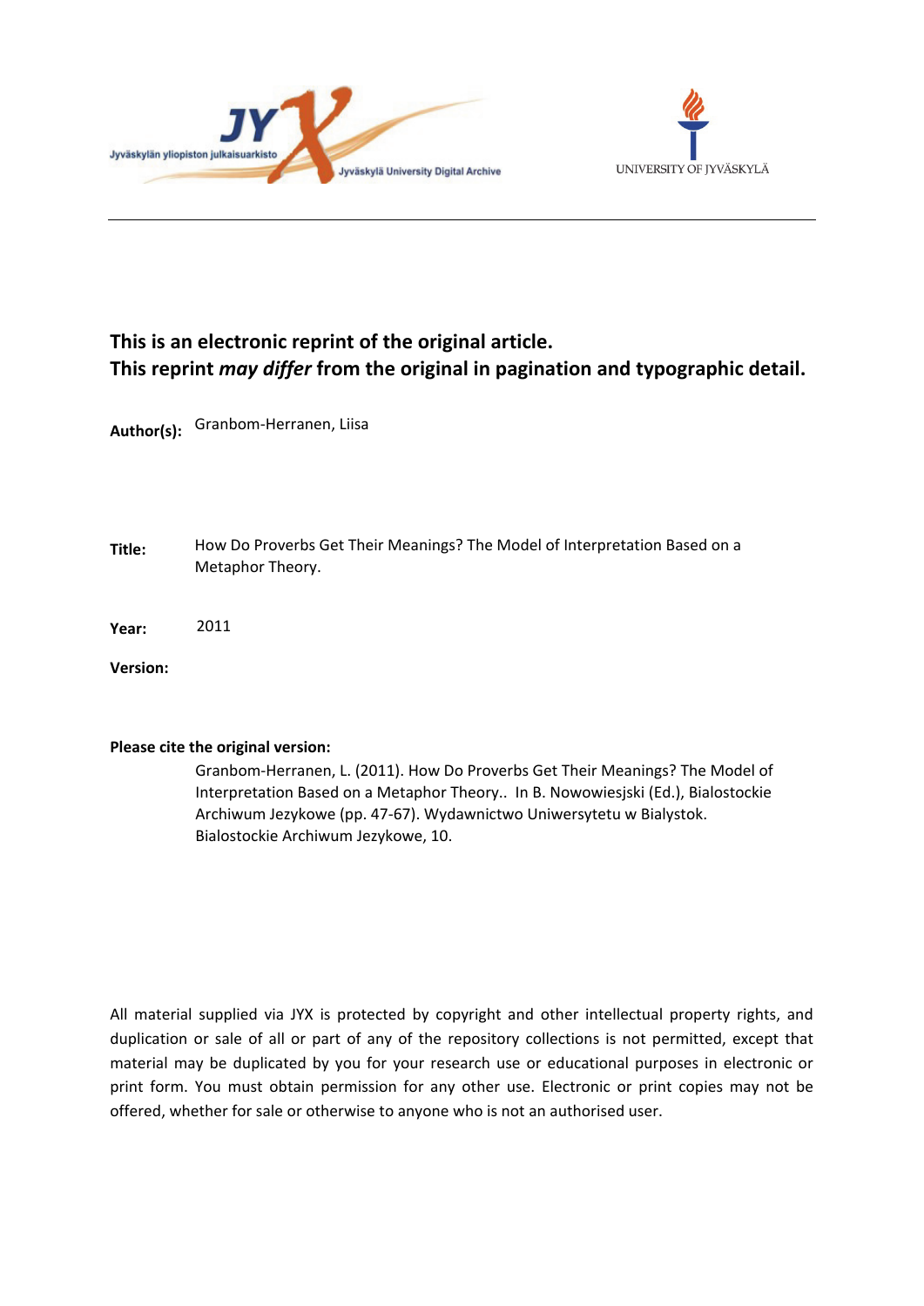Jyväskylän yliopiston julkaisuarkisto

Jyväskylä University Digital Archive

UNIVERSITY OF JYVÄSKYLÄ

---

**This is an electronic reprint of the original article.**
**This reprint *may differ* from the original in pagination and typographic detail.**

**Author(s):** Granbom-Herranen, Liisa

**Title:** How Do Proverbs Get Their Meanings? The Model of Interpretation Based on a Metaphor Theory.

**Year:** 2011

**Version:**

**Please cite the original version:**

Granbom-Herranen, L. (2011). How Do Proverbs Get Their Meanings? The Model of Interpretation Based on a Metaphor Theory.. In B. Nowowiesjski (Ed.), Bialostockie Archiwum Jezykowe (pp. 47-67). Wydawnictwo Uniwersytetu w Bialystok. Bialostockie Archiwum Jezykowe, 10.

All material supplied via JYX is protected by copyright and other intellectual property rights, and duplication or sale of all or part of any of the repository collections is not permitted, except that material may be duplicated by you for your research use or educational purposes in electronic or print form. You must obtain permission for any other use. Electronic or print copies may not be offered, whether for sale or otherwise to anyone who is not an authorised user.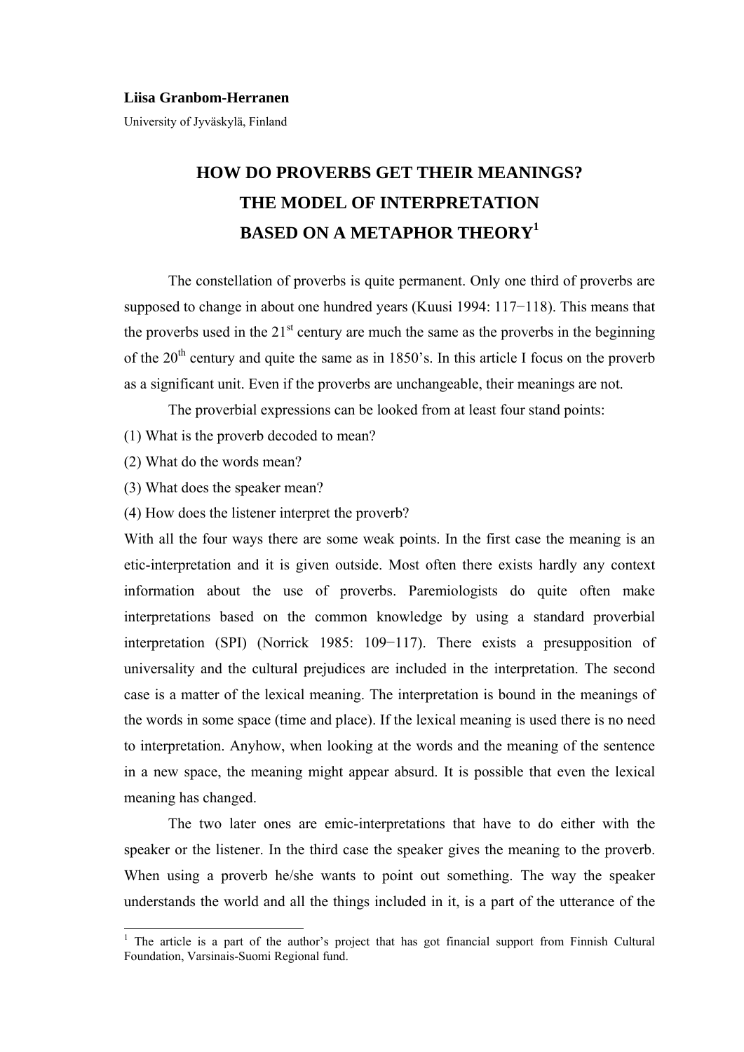**Liisa Granbom-Herranen**

University of Jyväskylä, Finland

# HOW DO PROVERBS GET THEIR MEANINGS? THE MODEL OF INTERPRETATION BASED ON A METAPHOR THEORY[1]

The constellation of proverbs is quite permanent. Only one third of proverbs are supposed to change in about one hundred years (Kuusi 1994: 117−118). This means that the proverbs used in the 21st century are much the same as the proverbs in the beginning of the 20th century and quite the same as in 1850's. In this article I focus on the proverb as a significant unit. Even if the proverbs are unchangeable, their meanings are not.

The proverbial expressions can be looked from at least four stand points:

(1) What is the proverb decoded to mean?

(2) What do the words mean?

(3) What does the speaker mean?

(4) How does the listener interpret the proverb?

With all the four ways there are some weak points. In the first case the meaning is an etic-interpretation and it is given outside. Most often there exists hardly any context information about the use of proverbs. Paremiologists do quite often make interpretations based on the common knowledge by using a standard proverbial interpretation (SPI) (Norrick 1985: 109−117). There exists a presupposition of universality and the cultural prejudices are included in the interpretation. The second case is a matter of the lexical meaning. The interpretation is bound in the meanings of the words in some space (time and place). If the lexical meaning is used there is no need to interpretation. Anyhow, when looking at the words and the meaning of the sentence in a new space, the meaning might appear absurd. It is possible that even the lexical meaning has changed.

The two later ones are emic-interpretations that have to do either with the speaker or the listener. In the third case the speaker gives the meaning to the proverb. When using a proverb he/she wants to point out something. The way the speaker understands the world and all the things included in it, is a part of the utterance of the

[1] The article is a part of the author's project that has got financial support from Finnish Cultural Foundation, Varsinais-Suomi Regional fund.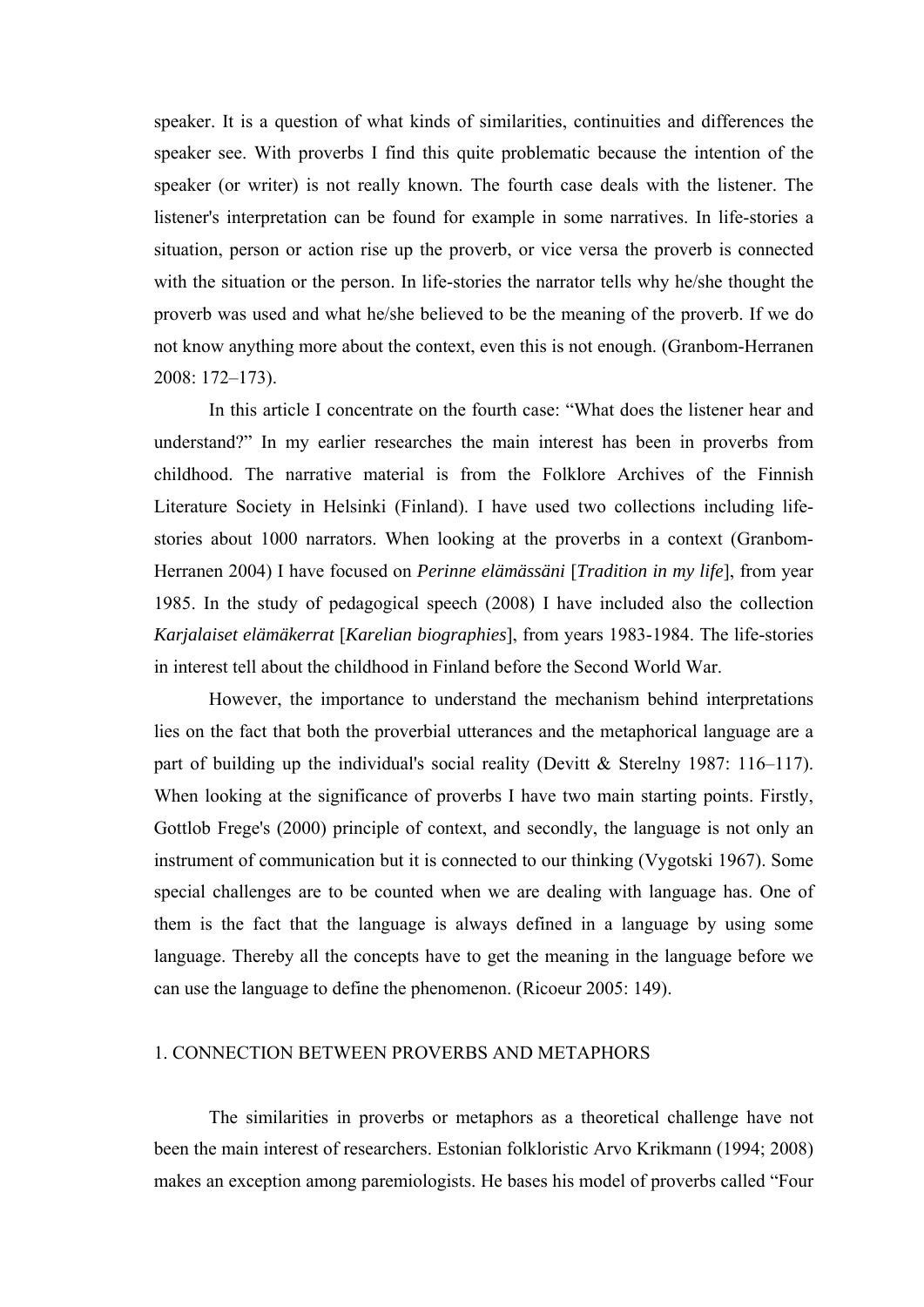speaker. It is a question of what kinds of similarities, continuities and differences the speaker see. With proverbs I find this quite problematic because the intention of the speaker (or writer) is not really known. The fourth case deals with the listener. The listener's interpretation can be found for example in some narratives. In life-stories a situation, person or action rise up the proverb, or vice versa the proverb is connected with the situation or the person. In life-stories the narrator tells why he/she thought the proverb was used and what he/she believed to be the meaning of the proverb. If we do not know anything more about the context, even this is not enough. (Granbom-Herranen 2008: 172–173).

In this article I concentrate on the fourth case: "What does the listener hear and understand?" In my earlier researches the main interest has been in proverbs from childhood. The narrative material is from the Folklore Archives of the Finnish Literature Society in Helsinki (Finland). I have used two collections including life-stories about 1000 narrators. When looking at the proverbs in a context (Granbom-Herranen 2004) I have focused on *Perinne elämässäni* [*Tradition in my life*], from year 1985. In the study of pedagogical speech (2008) I have included also the collection *Karjalaiset elämäkerrat* [*Karelian biographies*], from years 1983-1984. The life-stories in interest tell about the childhood in Finland before the Second World War.

However, the importance to understand the mechanism behind interpretations lies on the fact that both the proverbial utterances and the metaphorical language are a part of building up the individual's social reality (Devitt & Sterelny 1987: 116–117). When looking at the significance of proverbs I have two main starting points. Firstly, Gottlob Frege's (2000) principle of context, and secondly, the language is not only an instrument of communication but it is connected to our thinking (Vygotski 1967). Some special challenges are to be counted when we are dealing with language has. One of them is the fact that the language is always defined in a language by using some language. Thereby all the concepts have to get the meaning in the language before we can use the language to define the phenomenon. (Ricoeur 2005: 149).

## 1. CONNECTION BETWEEN PROVERBS AND METAPHORS

The similarities in proverbs or metaphors as a theoretical challenge have not been the main interest of researchers. Estonian folkloristic Arvo Krikmann (1994; 2008) makes an exception among paremiologists. He bases his model of proverbs called "Four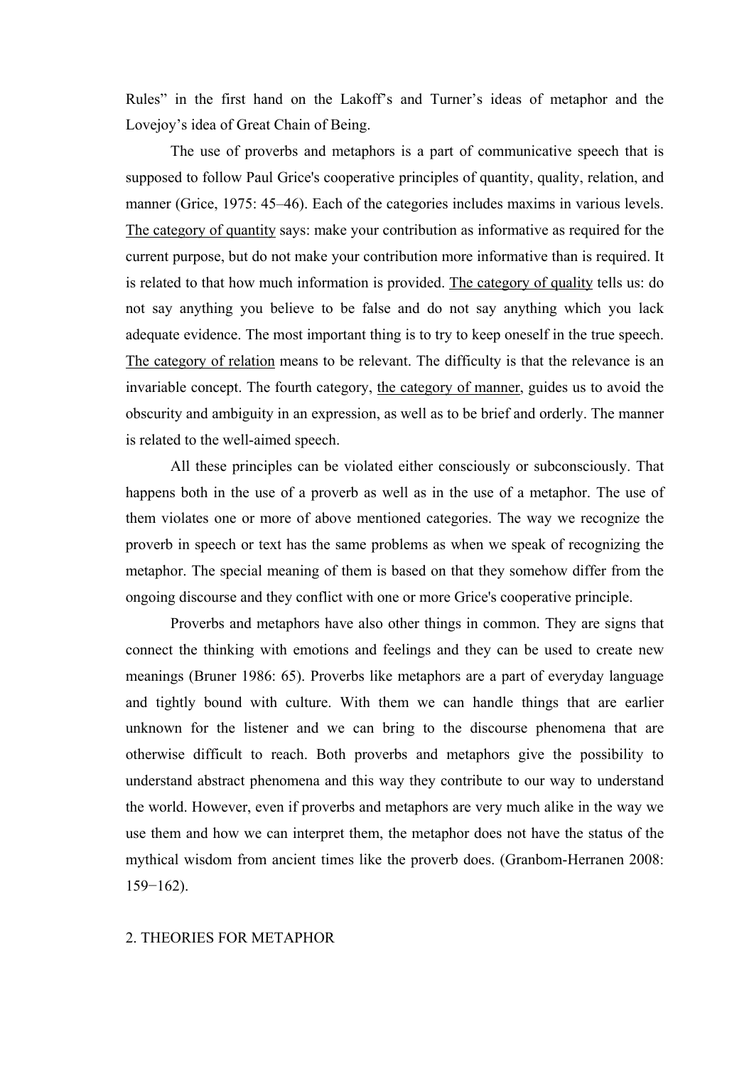Rules" in the first hand on the Lakoff's and Turner's ideas of metaphor and the Lovejoy's idea of Great Chain of Being.

The use of proverbs and metaphors is a part of communicative speech that is supposed to follow Paul Grice's cooperative principles of quantity, quality, relation, and manner (Grice, 1975: 45–46). Each of the categories includes maxims in various levels. <u>The category of quantity</u> says: make your contribution as informative as required for the current purpose, but do not make your contribution more informative than is required. It is related to that how much information is provided. <u>The category of quality</u> tells us: do not say anything you believe to be false and do not say anything which you lack adequate evidence. The most important thing is to try to keep oneself in the true speech. <u>The category of relation</u> means to be relevant. The difficulty is that the relevance is an invariable concept. The fourth category, <u>the category of manner</u>, guides us to avoid the obscurity and ambiguity in an expression, as well as to be brief and orderly. The manner is related to the well-aimed speech.

All these principles can be violated either consciously or subconsciously. That happens both in the use of a proverb as well as in the use of a metaphor. The use of them violates one or more of above mentioned categories. The way we recognize the proverb in speech or text has the same problems as when we speak of recognizing the metaphor. The special meaning of them is based on that they somehow differ from the ongoing discourse and they conflict with one or more Grice's cooperative principle.

Proverbs and metaphors have also other things in common. They are signs that connect the thinking with emotions and feelings and they can be used to create new meanings (Bruner 1986: 65). Proverbs like metaphors are a part of everyday language and tightly bound with culture. With them we can handle things that are earlier unknown for the listener and we can bring to the discourse phenomena that are otherwise difficult to reach. Both proverbs and metaphors give the possibility to understand abstract phenomena and this way they contribute to our way to understand the world. However, even if proverbs and metaphors are very much alike in the way we use them and how we can interpret them, the metaphor does not have the status of the mythical wisdom from ancient times like the proverb does. (Granbom-Herranen 2008: 159−162).

## 2. THEORIES FOR METAPHOR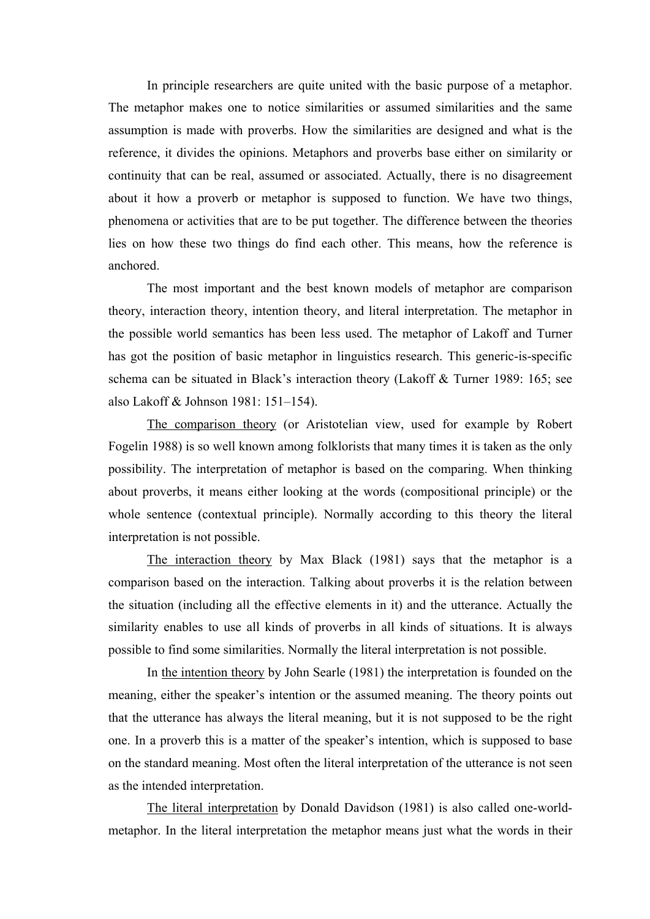In principle researchers are quite united with the basic purpose of a metaphor. The metaphor makes one to notice similarities or assumed similarities and the same assumption is made with proverbs. How the similarities are designed and what is the reference, it divides the opinions. Metaphors and proverbs base either on similarity or continuity that can be real, assumed or associated. Actually, there is no disagreement about it how a proverb or metaphor is supposed to function. We have two things, phenomena or activities that are to be put together. The difference between the theories lies on how these two things do find each other. This means, how the reference is anchored.

The most important and the best known models of metaphor are comparison theory, interaction theory, intention theory, and literal interpretation. The metaphor in the possible world semantics has been less used. The metaphor of Lakoff and Turner has got the position of basic metaphor in linguistics research. This generic-is-specific schema can be situated in Black's interaction theory (Lakoff & Turner 1989: 165; see also Lakoff & Johnson 1981: 151–154).

<u>The comparison theory</u> (or Aristotelian view, used for example by Robert Fogelin 1988) is so well known among folklorists that many times it is taken as the only possibility. The interpretation of metaphor is based on the comparing. When thinking about proverbs, it means either looking at the words (compositional principle) or the whole sentence (contextual principle). Normally according to this theory the literal interpretation is not possible.

<u>The interaction theory</u> by Max Black (1981) says that the metaphor is a comparison based on the interaction. Talking about proverbs it is the relation between the situation (including all the effective elements in it) and the utterance. Actually the similarity enables to use all kinds of proverbs in all kinds of situations. It is always possible to find some similarities. Normally the literal interpretation is not possible.

In <u>the intention theory</u> by John Searle (1981) the interpretation is founded on the meaning, either the speaker's intention or the assumed meaning. The theory points out that the utterance has always the literal meaning, but it is not supposed to be the right one. In a proverb this is a matter of the speaker's intention, which is supposed to base on the standard meaning. Most often the literal interpretation of the utterance is not seen as the intended interpretation.

<u>The literal interpretation</u> by Donald Davidson (1981) is also called one-world-metaphor. In the literal interpretation the metaphor means just what the words in their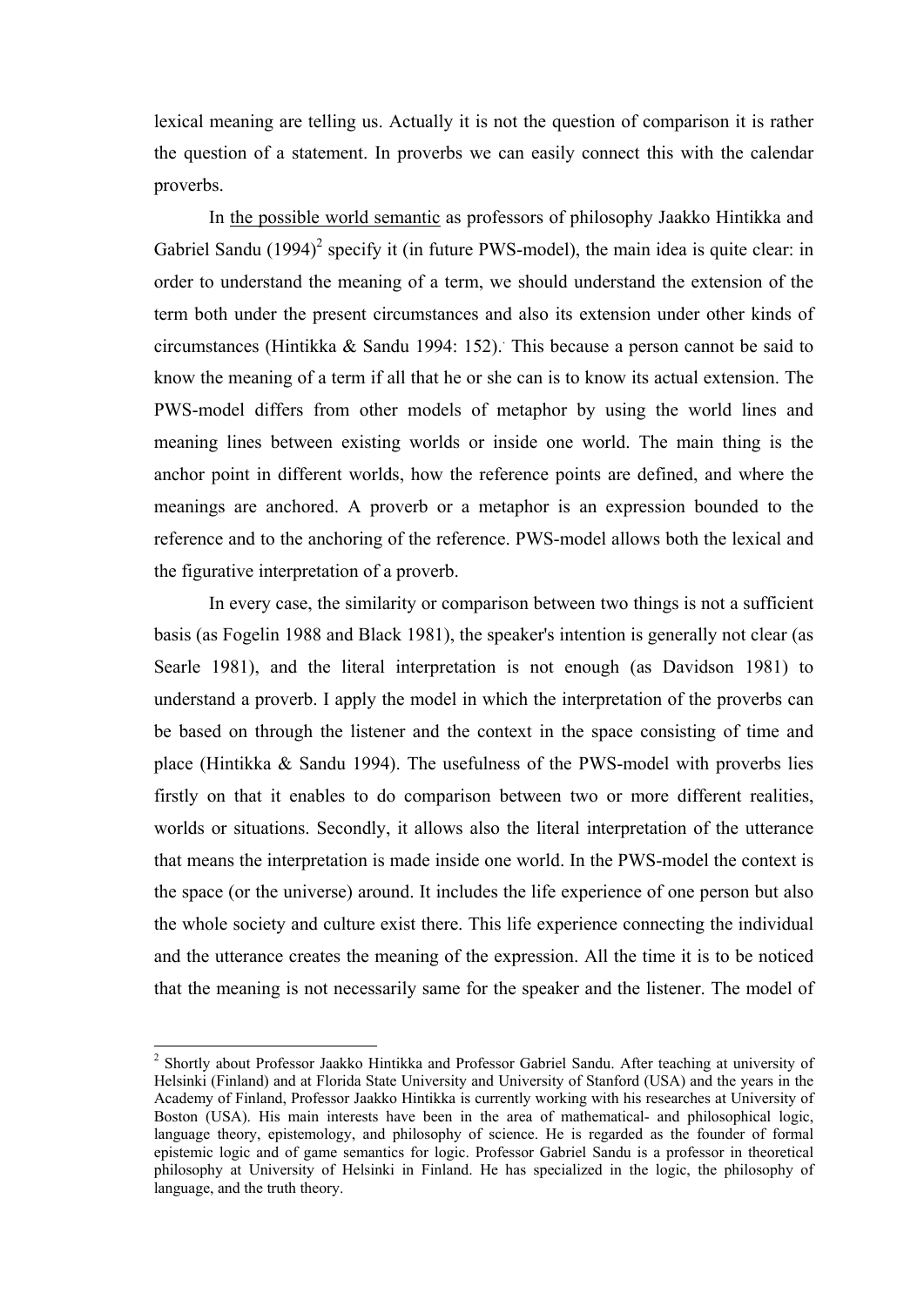lexical meaning are telling us. Actually it is not the question of comparison it is rather the question of a statement. In proverbs we can easily connect this with the calendar proverbs.

In the possible world semantic as professors of philosophy Jaakko Hintikka and Gabriel Sandu (1994)[2] specify it (in future PWS-model), the main idea is quite clear: in order to understand the meaning of a term, we should understand the extension of the term both under the present circumstances and also its extension under other kinds of circumstances (Hintikka & Sandu 1994: 152).. This because a person cannot be said to know the meaning of a term if all that he or she can is to know its actual extension. The PWS-model differs from other models of metaphor by using the world lines and meaning lines between existing worlds or inside one world. The main thing is the anchor point in different worlds, how the reference points are defined, and where the meanings are anchored. A proverb or a metaphor is an expression bounded to the reference and to the anchoring of the reference. PWS-model allows both the lexical and the figurative interpretation of a proverb.

In every case, the similarity or comparison between two things is not a sufficient basis (as Fogelin 1988 and Black 1981), the speaker's intention is generally not clear (as Searle 1981), and the literal interpretation is not enough (as Davidson 1981) to understand a proverb. I apply the model in which the interpretation of the proverbs can be based on through the listener and the context in the space consisting of time and place (Hintikka & Sandu 1994). The usefulness of the PWS-model with proverbs lies firstly on that it enables to do comparison between two or more different realities, worlds or situations. Secondly, it allows also the literal interpretation of the utterance that means the interpretation is made inside one world. In the PWS-model the context is the space (or the universe) around. It includes the life experience of one person but also the whole society and culture exist there. This life experience connecting the individual and the utterance creates the meaning of the expression. All the time it is to be noticed that the meaning is not necessarily same for the speaker and the listener. The model of

[2] Shortly about Professor Jaakko Hintikka and Professor Gabriel Sandu. After teaching at university of Helsinki (Finland) and at Florida State University and University of Stanford (USA) and the years in the Academy of Finland, Professor Jaakko Hintikka is currently working with his researches at University of Boston (USA). His main interests have been in the area of mathematical- and philosophical logic, language theory, epistemology, and philosophy of science. He is regarded as the founder of formal epistemic logic and of game semantics for logic. Professor Gabriel Sandu is a professor in theoretical philosophy at University of Helsinki in Finland. He has specialized in the logic, the philosophy of language, and the truth theory.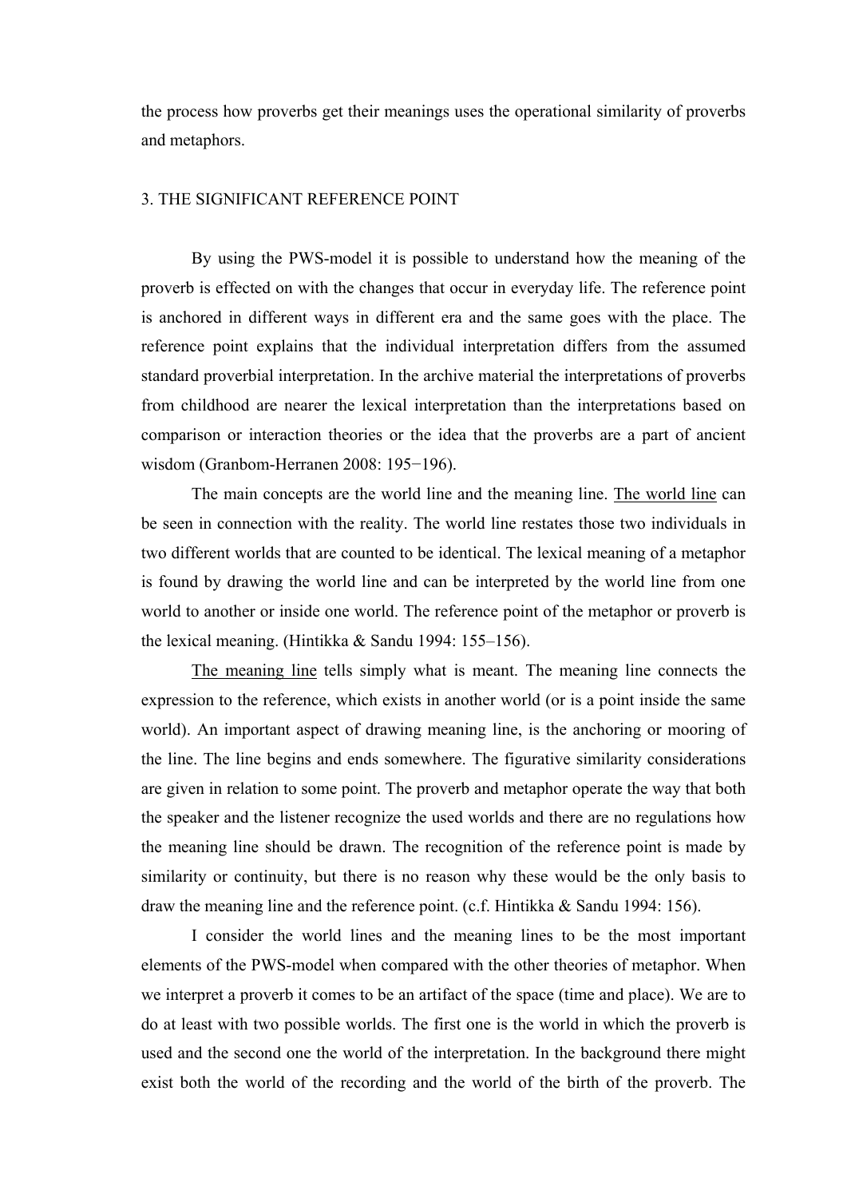the process how proverbs get their meanings uses the operational similarity of proverbs and metaphors.

## 3. THE SIGNIFICANT REFERENCE POINT

By using the PWS-model it is possible to understand how the meaning of the proverb is effected on with the changes that occur in everyday life. The reference point is anchored in different ways in different era and the same goes with the place. The reference point explains that the individual interpretation differs from the assumed standard proverbial interpretation. In the archive material the interpretations of proverbs from childhood are nearer the lexical interpretation than the interpretations based on comparison or interaction theories or the idea that the proverbs are a part of ancient wisdom (Granbom-Herranen 2008: 195−196).

The main concepts are the world line and the meaning line. <u>The world line</u> can be seen in connection with the reality. The world line restates those two individuals in two different worlds that are counted to be identical. The lexical meaning of a metaphor is found by drawing the world line and can be interpreted by the world line from one world to another or inside one world. The reference point of the metaphor or proverb is the lexical meaning. (Hintikka & Sandu 1994: 155–156).

<u>The meaning line</u> tells simply what is meant. The meaning line connects the expression to the reference, which exists in another world (or is a point inside the same world). An important aspect of drawing meaning line, is the anchoring or mooring of the line. The line begins and ends somewhere. The figurative similarity considerations are given in relation to some point. The proverb and metaphor operate the way that both the speaker and the listener recognize the used worlds and there are no regulations how the meaning line should be drawn. The recognition of the reference point is made by similarity or continuity, but there is no reason why these would be the only basis to draw the meaning line and the reference point. (c.f. Hintikka & Sandu 1994: 156).

I consider the world lines and the meaning lines to be the most important elements of the PWS-model when compared with the other theories of metaphor. When we interpret a proverb it comes to be an artifact of the space (time and place). We are to do at least with two possible worlds. The first one is the world in which the proverb is used and the second one the world of the interpretation. In the background there might exist both the world of the recording and the world of the birth of the proverb. The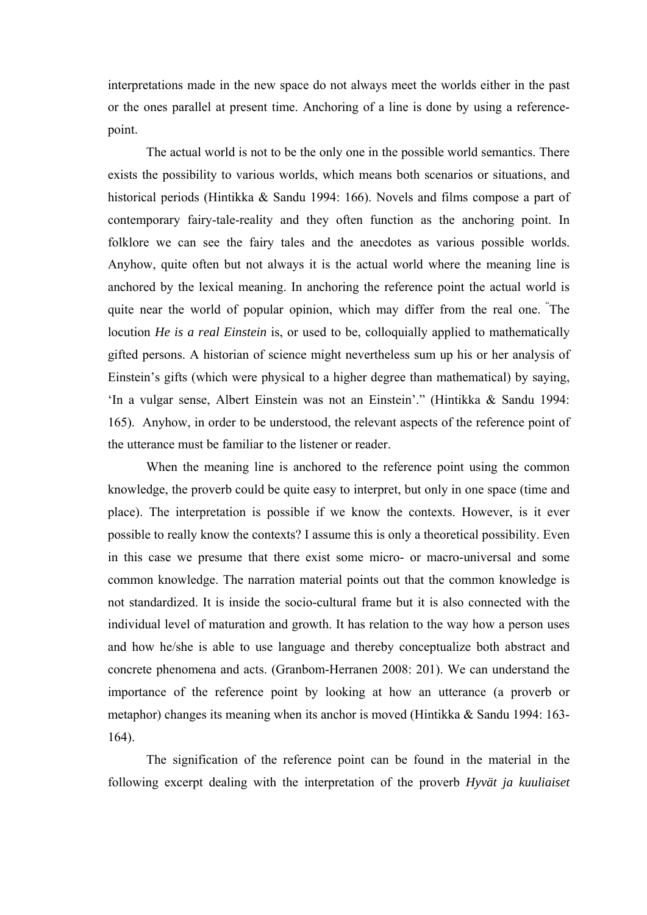interpretations made in the new space do not always meet the worlds either in the past or the ones parallel at present time. Anchoring of a line is done by using a reference-point.

The actual world is not to be the only one in the possible world semantics. There exists the possibility to various worlds, which means both scenarios or situations, and historical periods (Hintikka & Sandu 1994: 166). Novels and films compose a part of contemporary fairy-tale-reality and they often function as the anchoring point. In folklore we can see the fairy tales and the anecdotes as various possible worlds. Anyhow, quite often but not always it is the actual world where the meaning line is anchored by the lexical meaning. In anchoring the reference point the actual world is quite near the world of popular opinion, which may differ from the real one. "The locution ***He is a real Einstein*** is, or used to be, colloquially applied to mathematically gifted persons. A historian of science might nevertheless sum up his or her analysis of Einstein's gifts (which were physical to a higher degree than mathematical) by saying, 'In a vulgar sense, Albert Einstein was not an Einstein'." (Hintikka & Sandu 1994: 165). Anyhow, in order to be understood, the relevant aspects of the reference point of the utterance must be familiar to the listener or reader.

When the meaning line is anchored to the reference point using the common knowledge, the proverb could be quite easy to interpret, but only in one space (time and place). The interpretation is possible if we know the contexts. However, is it ever possible to really know the contexts? I assume this is only a theoretical possibility. Even in this case we presume that there exist some micro- or macro-universal and some common knowledge. The narration material points out that the common knowledge is not standardized. It is inside the socio-cultural frame but it is also connected with the individual level of maturation and growth. It has relation to the way how a person uses and how he/she is able to use language and thereby conceptualize both abstract and concrete phenomena and acts. (Granbom-Herranen 2008: 201). We can understand the importance of the reference point by looking at how an utterance (a proverb or metaphor) changes its meaning when its anchor is moved (Hintikka & Sandu 1994: 163-164).

The signification of the reference point can be found in the material in the following excerpt dealing with the interpretation of the proverb ***Hyvät ja kuuliaiset***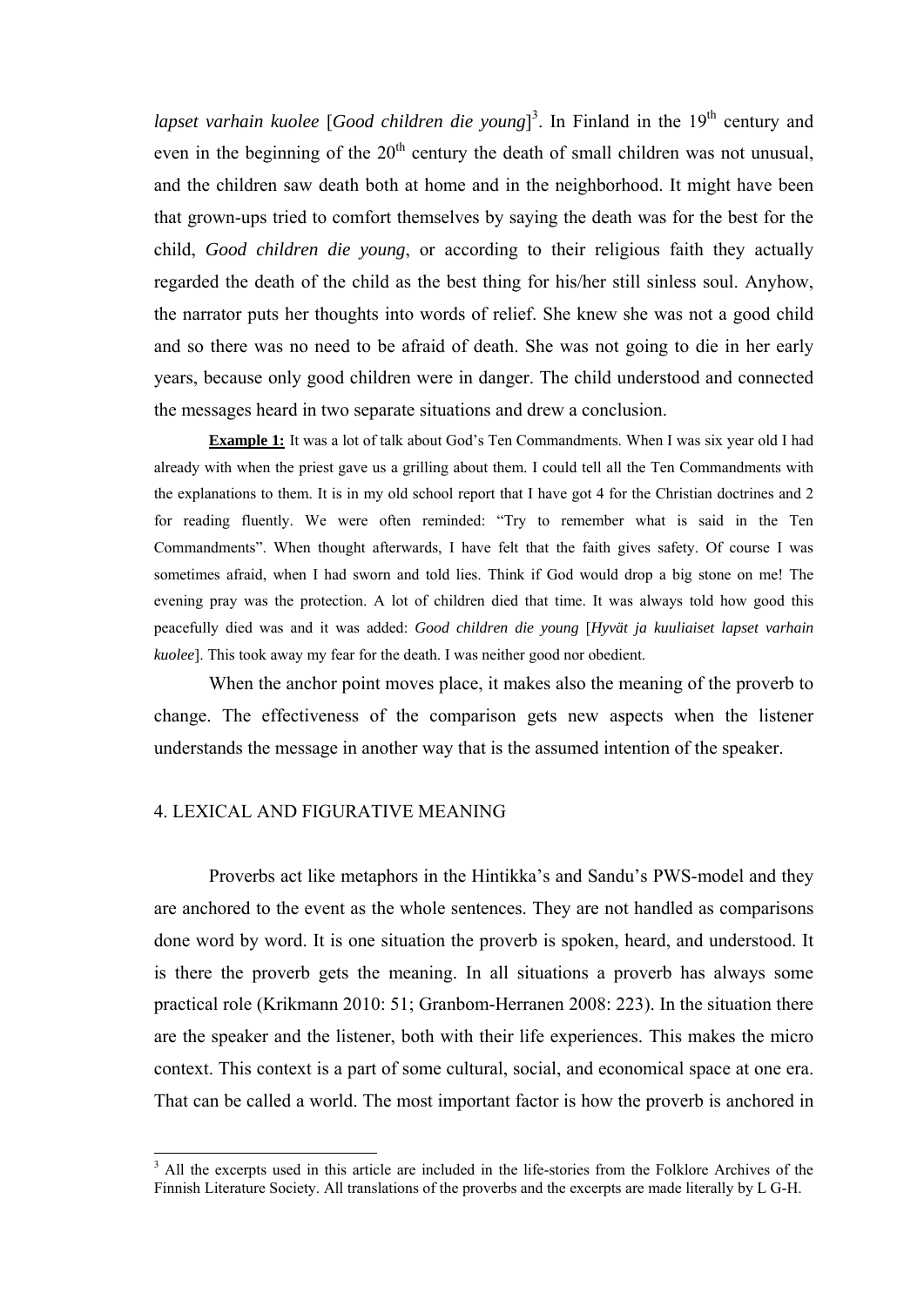*lapset varhain kuolee* [*Good children die young*][3]. In Finland in the 19th century and even in the beginning of the 20th century the death of small children was not unusual, and the children saw death both at home and in the neighborhood. It might have been that grown-ups tried to comfort themselves by saying the death was for the best for the child, *Good children die young*, or according to their religious faith they actually regarded the death of the child as the best thing for his/her still sinless soul. Anyhow, the narrator puts her thoughts into words of relief. She knew she was not a good child and so there was no need to be afraid of death. She was not going to die in her early years, because only good children were in danger. The child understood and connected the messages heard in two separate situations and drew a conclusion.

**Example 1:** It was a lot of talk about God's Ten Commandments. When I was six year old I had already with when the priest gave us a grilling about them. I could tell all the Ten Commandments with the explanations to them. It is in my old school report that I have got 4 for the Christian doctrines and 2 for reading fluently. We were often reminded: "Try to remember what is said in the Ten Commandments". When thought afterwards, I have felt that the faith gives safety. Of course I was sometimes afraid, when I had sworn and told lies. Think if God would drop a big stone on me! The evening pray was the protection. A lot of children died that time. It was always told how good this peacefully died was and it was added: *Good children die young* [*Hyvät ja kuuliaiset lapset varhain kuolee*]. This took away my fear for the death. I was neither good nor obedient.

When the anchor point moves place, it makes also the meaning of the proverb to change. The effectiveness of the comparison gets new aspects when the listener understands the message in another way that is the assumed intention of the speaker.

## 4. LEXICAL AND FIGURATIVE MEANING

Proverbs act like metaphors in the Hintikka's and Sandu's PWS-model and they are anchored to the event as the whole sentences. They are not handled as comparisons done word by word. It is one situation the proverb is spoken, heard, and understood. It is there the proverb gets the meaning. In all situations a proverb has always some practical role (Krikmann 2010: 51; Granbom-Herranen 2008: 223). In the situation there are the speaker and the listener, both with their life experiences. This makes the micro context. This context is a part of some cultural, social, and economical space at one era. That can be called a world. The most important factor is how the proverb is anchored in

[3] All the excerpts used in this article are included in the life-stories from the Folklore Archives of the Finnish Literature Society. All translations of the proverbs and the excerpts are made literally by L G-H.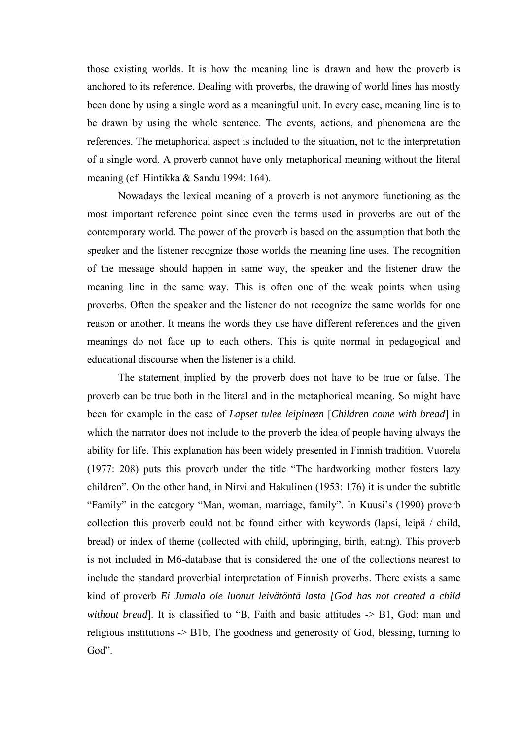those existing worlds. It is how the meaning line is drawn and how the proverb is anchored to its reference. Dealing with proverbs, the drawing of world lines has mostly been done by using a single word as a meaningful unit. In every case, meaning line is to be drawn by using the whole sentence. The events, actions, and phenomena are the references. The metaphorical aspect is included to the situation, not to the interpretation of a single word. A proverb cannot have only metaphorical meaning without the literal meaning (cf. Hintikka & Sandu 1994: 164).

Nowadays the lexical meaning of a proverb is not anymore functioning as the most important reference point since even the terms used in proverbs are out of the contemporary world. The power of the proverb is based on the assumption that both the speaker and the listener recognize those worlds the meaning line uses. The recognition of the message should happen in same way, the speaker and the listener draw the meaning line in the same way. This is often one of the weak points when using proverbs. Often the speaker and the listener do not recognize the same worlds for one reason or another. It means the words they use have different references and the given meanings do not face up to each others. This is quite normal in pedagogical and educational discourse when the listener is a child.

The statement implied by the proverb does not have to be true or false. The proverb can be true both in the literal and in the metaphorical meaning. So might have been for example in the case of *Lapset tulee leipineen* [*Children come with bread*] in which the narrator does not include to the proverb the idea of people having always the ability for life. This explanation has been widely presented in Finnish tradition. Vuorela (1977: 208) puts this proverb under the title "The hardworking mother fosters lazy children". On the other hand, in Nirvi and Hakulinen (1953: 176) it is under the subtitle "Family" in the category "Man, woman, marriage, family". In Kuusi's (1990) proverb collection this proverb could not be found either with keywords (lapsi, leipä / child, bread) or index of theme (collected with child, upbringing, birth, eating). This proverb is not included in M6-database that is considered the one of the collections nearest to include the standard proverbial interpretation of Finnish proverbs. There exists a same kind of proverb *Ei Jumala ole luonut leivätöntä lasta [God has not created a child without bread*]. It is classified to "B, Faith and basic attitudes -> B1, God: man and religious institutions -> B1b, The goodness and generosity of God, blessing, turning to God".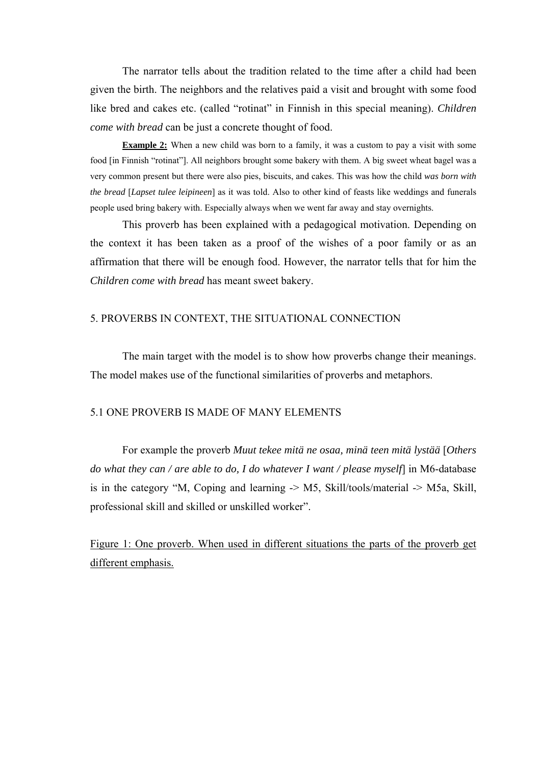The narrator tells about the tradition related to the time after a child had been given the birth. The neighbors and the relatives paid a visit and brought with some food like bred and cakes etc. (called “rotinat” in Finnish in this special meaning). *Children come with bread* can be just a concrete thought of food.

**Example 2:** When a new child was born to a family, it was a custom to pay a visit with some food [in Finnish “rotinat”]. All neighbors brought some bakery with them. A big sweet wheat bagel was a very common present but there were also pies, biscuits, and cakes. This was how the child *was born with the bread* [*Lapset tulee leipineen*] as it was told. Also to other kind of feasts like weddings and funerals people used bring bakery with. Especially always when we went far away and stay overnights.

This proverb has been explained with a pedagogical motivation. Depending on the context it has been taken as a proof of the wishes of a poor family or as an affirmation that there will be enough food. However, the narrator tells that for him the *Children come with bread* has meant sweet bakery.

## 5. PROVERBS IN CONTEXT, THE SITUATIONAL CONNECTION

The main target with the model is to show how proverbs change their meanings. The model makes use of the functional similarities of proverbs and metaphors.

### 5.1 ONE PROVERB IS MADE OF MANY ELEMENTS

For example the proverb *Muut tekee mitä ne osaa, minä teen mitä lystää* [*Others do what they can / are able to do, I do whatever I want / please myself*] in M6-database is in the category “M, Coping and learning -> M5, Skill/tools/material -> M5a, Skill, professional skill and skilled or unskilled worker”.

Figure 1: One proverb. When used in different situations the parts of the proverb get different emphasis.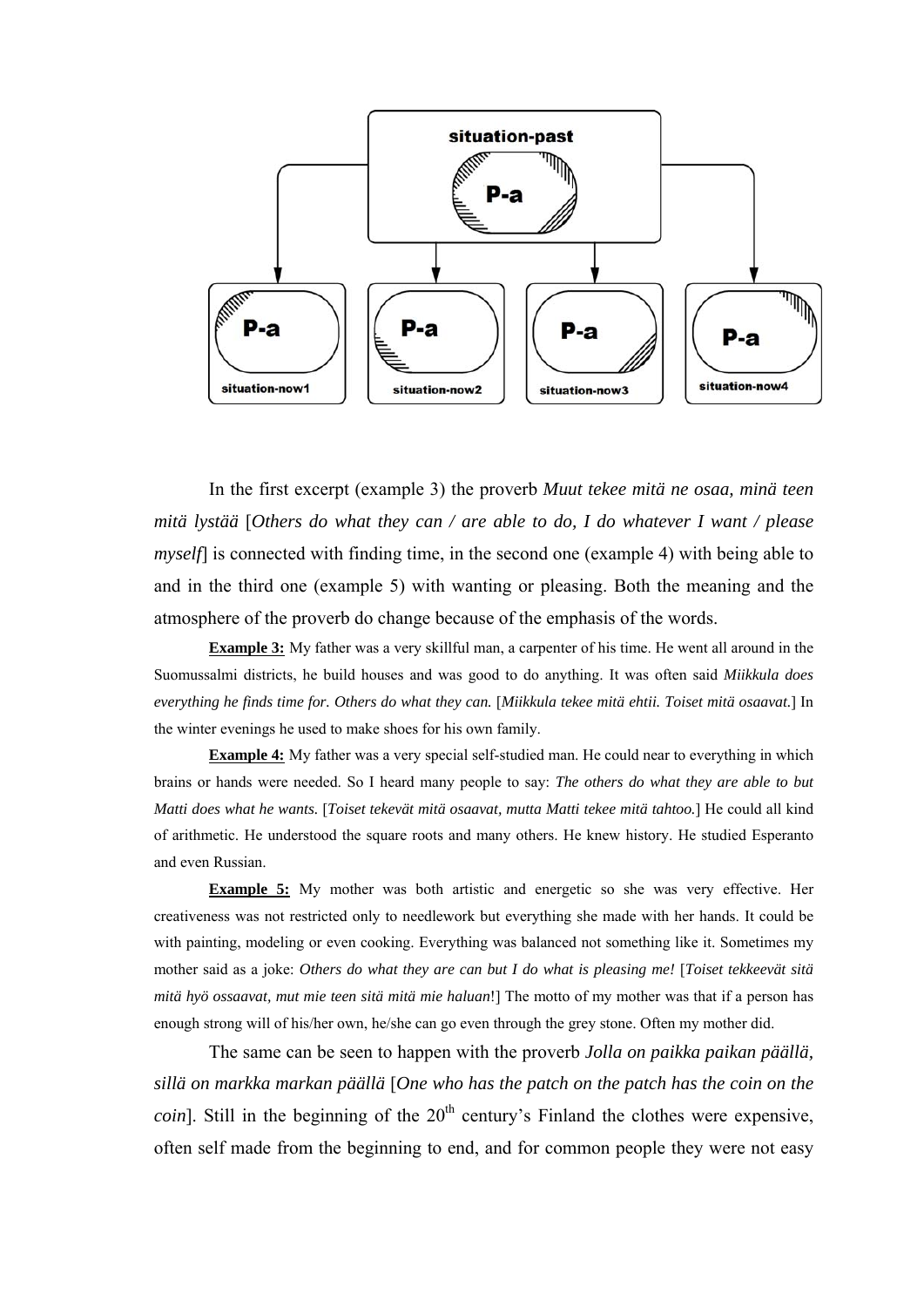In the first excerpt (example 3) the proverb *Muut tekee mitä ne osaa, minä teen mitä lystää* [*Others do what they can / are able to do, I do whatever I want / please myself*] is connected with finding time, in the second one (example 4) with being able to and in the third one (example 5) with wanting or pleasing. Both the meaning and the atmosphere of the proverb do change because of the emphasis of the words.

**Example 3:** My father was a very skillful man, a carpenter of his time. He went all around in the Suomussalmi districts, he build houses and was good to do anything. It was often said *Miikkula does everything he finds time for. Others do what they can.* [*Miikkula tekee mitä ehtii. Toiset mitä osaavat.*] In the winter evenings he used to make shoes for his own family.

**Example 4:** My father was a very special self-studied man. He could near to everything in which brains or hands were needed. So I heard many people to say: *The others do what they are able to but Matti does what he wants.* [*Toiset tekevät mitä osaavat, mutta Matti tekee mitä tahtoo.*] He could all kind of arithmetic. He understood the square roots and many others. He knew history. He studied Esperanto and even Russian.

**Example 5:** My mother was both artistic and energetic so she was very effective. Her creativeness was not restricted only to needlework but everything she made with her hands. It could be with painting, modeling or even cooking. Everything was balanced not something like it. Sometimes my mother said as a joke: *Others do what they are can but I do what is pleasing me!* [*Toiset tekkeevät sitä mitä hyö ossaavat, mut mie teen sitä mitä mie haluan*!] The motto of my mother was that if a person has enough strong will of his/her own, he/she can go even through the grey stone. Often my mother did.

The same can be seen to happen with the proverb *Jolla on paikka paikan päällä, sillä on markka markan päällä* [*One who has the patch on the patch has the coin on the coin*]. Still in the beginning of the 20th century's Finland the clothes were expensive, often self made from the beginning to end, and for common people they were not easy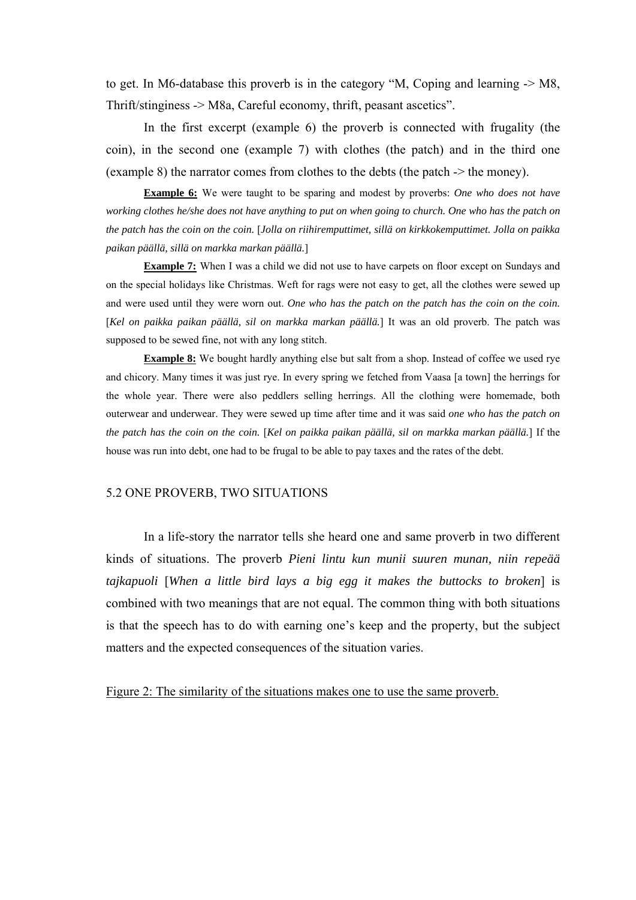to get. In M6-database this proverb is in the category "M, Coping and learning -> M8, Thrift/stinginess -> M8a, Careful economy, thrift, peasant ascetics".

In the first excerpt (example 6) the proverb is connected with frugality (the coin), in the second one (example 7) with clothes (the patch) and in the third one (example 8) the narrator comes from clothes to the debts (the patch -> the money).

**Example 6:** We were taught to be sparing and modest by proverbs: *One who does not have working clothes he/she does not have anything to put on when going to church. One who has the patch on the patch has the coin on the coin.* [*Jolla on riihiremputtimet, sillä on kirkkokemputtimet. Jolla on paikka paikan päällä, sillä on markka markan päällä.*]

**Example 7:** When I was a child we did not use to have carpets on floor except on Sundays and on the special holidays like Christmas. Weft for rags were not easy to get, all the clothes were sewed up and were used until they were worn out. *One who has the patch on the patch has the coin on the coin.* [*Kel on paikka paikan päällä, sil on markka markan päällä.*] It was an old proverb. The patch was supposed to be sewed fine, not with any long stitch.

**Example 8:** We bought hardly anything else but salt from a shop. Instead of coffee we used rye and chicory. Many times it was just rye. In every spring we fetched from Vaasa [a town] the herrings for the whole year. There were also peddlers selling herrings. All the clothing were homemade, both outerwear and underwear. They were sewed up time after time and it was said *one who has the patch on the patch has the coin on the coin.* [*Kel on paikka paikan päällä, sil on markka markan päällä.*] If the house was run into debt, one had to be frugal to be able to pay taxes and the rates of the debt.

## 5.2 ONE PROVERB, TWO SITUATIONS

In a life-story the narrator tells she heard one and same proverb in two different kinds of situations. The proverb *Pieni lintu kun munii suuren munan, niin repeää tajkapuoli* [*When a little bird lays a big egg it makes the buttocks to broken*] is combined with two meanings that are not equal. The common thing with both situations is that the speech has to do with earning one's keep and the property, but the subject matters and the expected consequences of the situation varies.

Figure 2: The similarity of the situations makes one to use the same proverb.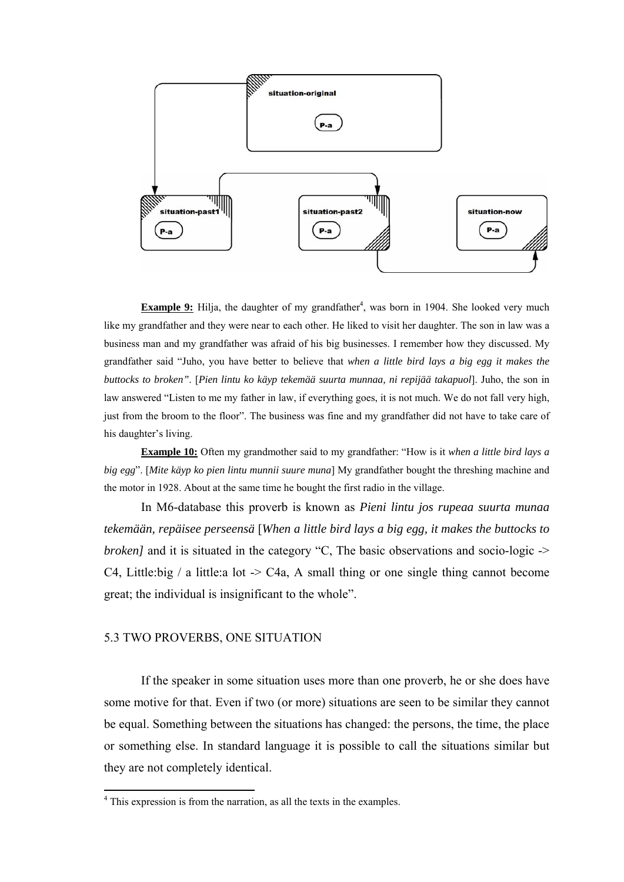**Example 9:** Hilja, the daughter of my grandfather[4], was born in 1904. She looked very much like my grandfather and they were near to each other. He liked to visit her daughter. The son in law was a business man and my grandfather was afraid of his big businesses. I remember how they discussed. My grandfather said "Juho, you have better to believe that *when a little bird lays a big egg it makes the buttocks to broken"*. [*Pien lintu ko käyp tekemää suurta munnaa, ni repijää takapuol*]. Juho, the son in law answered "Listen to me my father in law, if everything goes, it is not much. We do not fall very high, just from the broom to the floor". The business was fine and my grandfather did not have to take care of his daughter's living.

**Example 10:** Often my grandmother said to my grandfather: "How is it *when a little bird lays a big egg*". [*Mite käyp ko pien lintu munnii suure muna*] My grandfather bought the threshing machine and the motor in 1928. About at the same time he bought the first radio in the village.

In M6-database this proverb is known as *Pieni lintu jos rupeaa suurta munaa tekemään, repäisee perseensä* [*When a little bird lays a big egg, it makes the buttocks to broken]* and it is situated in the category "C, The basic observations and socio-logic -> C4, Little:big / a little:a lot -> C4a, A small thing or one single thing cannot become great; the individual is insignificant to the whole".

## 5.3 TWO PROVERBS, ONE SITUATION

If the speaker in some situation uses more than one proverb, he or she does have some motive for that. Even if two (or more) situations are seen to be similar they cannot be equal. Something between the situations has changed: the persons, the time, the place or something else. In standard language it is possible to call the situations similar but they are not completely identical.

---

[4] This expression is from the narration, as all the texts in the examples.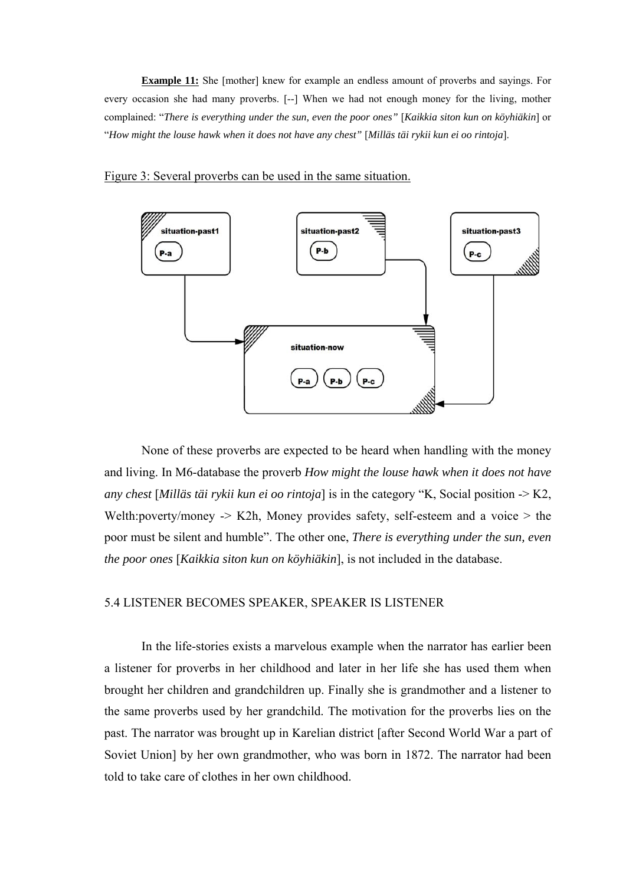**Example 11:** She [mother] knew for example an endless amount of proverbs and sayings. For every occasion she had many proverbs. [--] When we had not enough money for the living, mother complained: "*There is everything under the sun, even the poor ones"* [*Kaikkia siton kun on köyhiäkin*] or "*How might the louse hawk when it does not have any chest"* [*Milläs täi rykii kun ei oo rintoja*].

Figure 3: Several proverbs can be used in the same situation.

None of these proverbs are expected to be heard when handling with the money and living. In M6-database the proverb *How might the louse hawk when it does not have any chest* [*Milläs täi rykii kun ei oo rintoja*] is in the category "K, Social position -> K2, Welth:poverty/money -> K2h, Money provides safety, self-esteem and a voice > the poor must be silent and humble". The other one, *There is everything under the sun, even the poor ones* [*Kaikkia siton kun on köyhiäkin*], is not included in the database.

## 5.4 LISTENER BECOMES SPEAKER, SPEAKER IS LISTENER

In the life-stories exists a marvelous example when the narrator has earlier been a listener for proverbs in her childhood and later in her life she has used them when brought her children and grandchildren up. Finally she is grandmother and a listener to the same proverbs used by her grandchild. The motivation for the proverbs lies on the past. The narrator was brought up in Karelian district [after Second World War a part of Soviet Union] by her own grandmother, who was born in 1872. The narrator had been told to take care of clothes in her own childhood.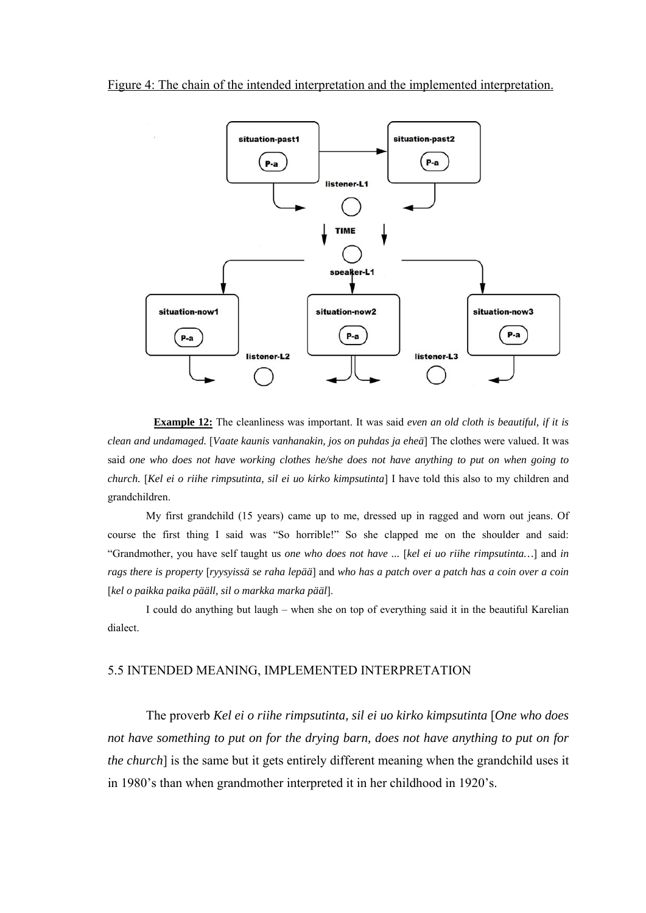Figure 4: The chain of the intended interpretation and the implemented interpretation.

**Example 12:** The cleanliness was important. It was said *even an old cloth is beautiful, if it is clean and undamaged.* [*Vaate kaunis vanhanakin, jos on puhdas ja eheä*] The clothes were valued. It was said *one who does not have working clothes he/she does not have anything to put on when going to church.* [*Kel ei o riihe rimpsutinta, sil ei uo kirko kimpsutinta*] I have told this also to my children and grandchildren.

My first grandchild (15 years) came up to me, dressed up in ragged and worn out jeans. Of course the first thing I said was "So horrible!" So she clapped me on the shoulder and said: "Grandmother, you have self taught us *one who does not have ...* [*kel ei uo riihe rimpsutinta…*] and *in rags there is property* [*ryysyissä se raha lepää*] and *who has a patch over a patch has a coin over a coin* [*kel o paikka paika pääll, sil o markka marka pääl*].

I could do anything but laugh – when she on top of everything said it in the beautiful Karelian dialect.

## 5.5 INTENDED MEANING, IMPLEMENTED INTERPRETATION

The proverb *Kel ei o riihe rimpsutinta, sil ei uo kirko kimpsutinta* [*One who does not have something to put on for the drying barn, does not have anything to put on for the church*] is the same but it gets entirely different meaning when the grandchild uses it in 1980's than when grandmother interpreted it in her childhood in 1920's.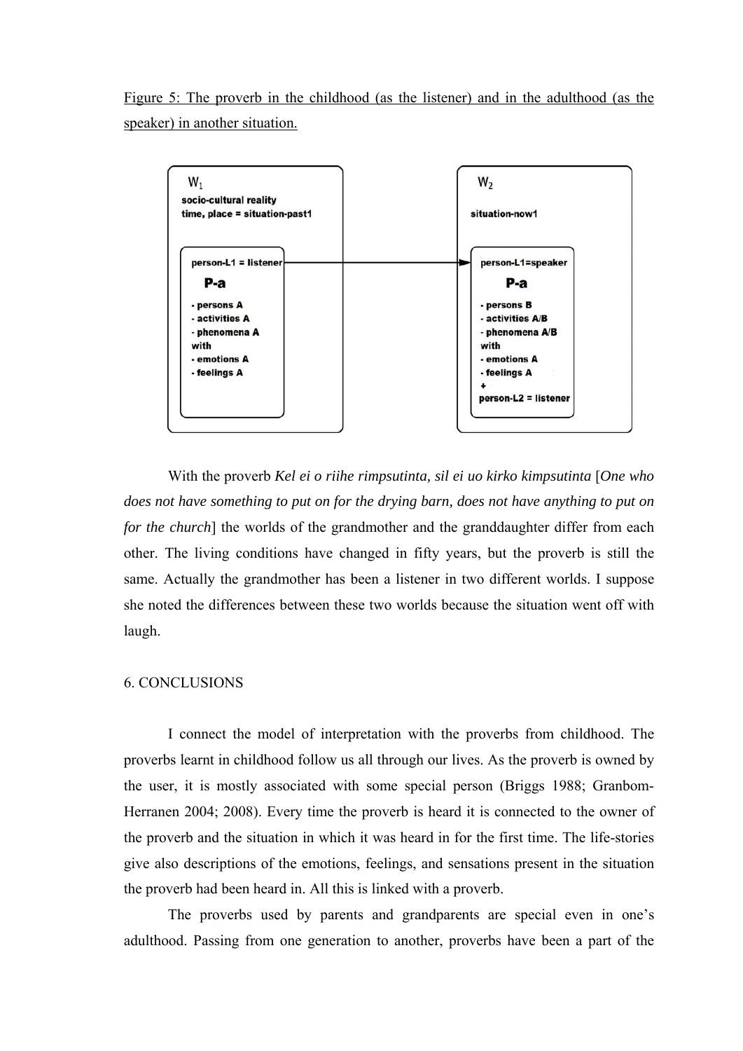Figure 5: The proverb in the childhood (as the listener) and in the adulthood (as the speaker) in another situation.

W1
socio-cultural reality
time, place = situation-past1

person-L1 = listener
P-a
- persons A
- activities A
- phenomena A
with
- emotions A
- feelings A

W2
situation-now1

person-L1=speaker
P-a
- persons B
- activities A/B
- phenomena A/B
with
- emotions A
- feelings A
+
person-L2 = listener

With the proverb *Kel ei o riihe rimpsutinta, sil ei uo kirko kimpsutinta* [*One who does not have something to put on for the drying barn, does not have anything to put on for the church*] the worlds of the grandmother and the granddaughter differ from each other. The living conditions have changed in fifty years, but the proverb is still the same. Actually the grandmother has been a listener in two different worlds. I suppose she noted the differences between these two worlds because the situation went off with laugh.

## 6. CONCLUSIONS

I connect the model of interpretation with the proverbs from childhood. The proverbs learnt in childhood follow us all through our lives. As the proverb is owned by the user, it is mostly associated with some special person (Briggs 1988; Granbom-Herranen 2004; 2008). Every time the proverb is heard it is connected to the owner of the proverb and the situation in which it was heard in for the first time. The life-stories give also descriptions of the emotions, feelings, and sensations present in the situation the proverb had been heard in. All this is linked with a proverb.

The proverbs used by parents and grandparents are special even in one's adulthood. Passing from one generation to another, proverbs have been a part of the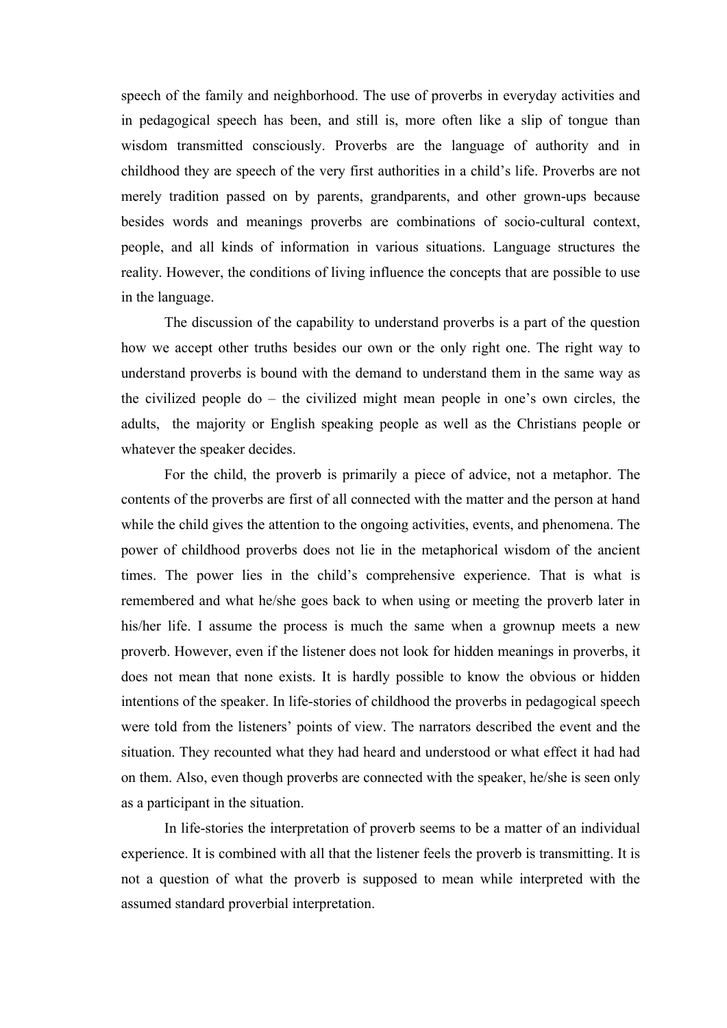speech of the family and neighborhood. The use of proverbs in everyday activities and in pedagogical speech has been, and still is, more often like a slip of tongue than wisdom transmitted consciously. Proverbs are the language of authority and in childhood they are speech of the very first authorities in a child's life. Proverbs are not merely tradition passed on by parents, grandparents, and other grown-ups because besides words and meanings proverbs are combinations of socio-cultural context, people, and all kinds of information in various situations. Language structures the reality. However, the conditions of living influence the concepts that are possible to use in the language.

The discussion of the capability to understand proverbs is a part of the question how we accept other truths besides our own or the only right one. The right way to understand proverbs is bound with the demand to understand them in the same way as the civilized people do – the civilized might mean people in one's own circles, the adults, the majority or English speaking people as well as the Christians people or whatever the speaker decides.

For the child, the proverb is primarily a piece of advice, not a metaphor. The contents of the proverbs are first of all connected with the matter and the person at hand while the child gives the attention to the ongoing activities, events, and phenomena. The power of childhood proverbs does not lie in the metaphorical wisdom of the ancient times. The power lies in the child's comprehensive experience. That is what is remembered and what he/she goes back to when using or meeting the proverb later in his/her life. I assume the process is much the same when a grownup meets a new proverb. However, even if the listener does not look for hidden meanings in proverbs, it does not mean that none exists. It is hardly possible to know the obvious or hidden intentions of the speaker. In life-stories of childhood the proverbs in pedagogical speech were told from the listeners' points of view. The narrators described the event and the situation. They recounted what they had heard and understood or what effect it had had on them. Also, even though proverbs are connected with the speaker, he/she is seen only as a participant in the situation.

In life-stories the interpretation of proverb seems to be a matter of an individual experience. It is combined with all that the listener feels the proverb is transmitting. It is not a question of what the proverb is supposed to mean while interpreted with the assumed standard proverbial interpretation.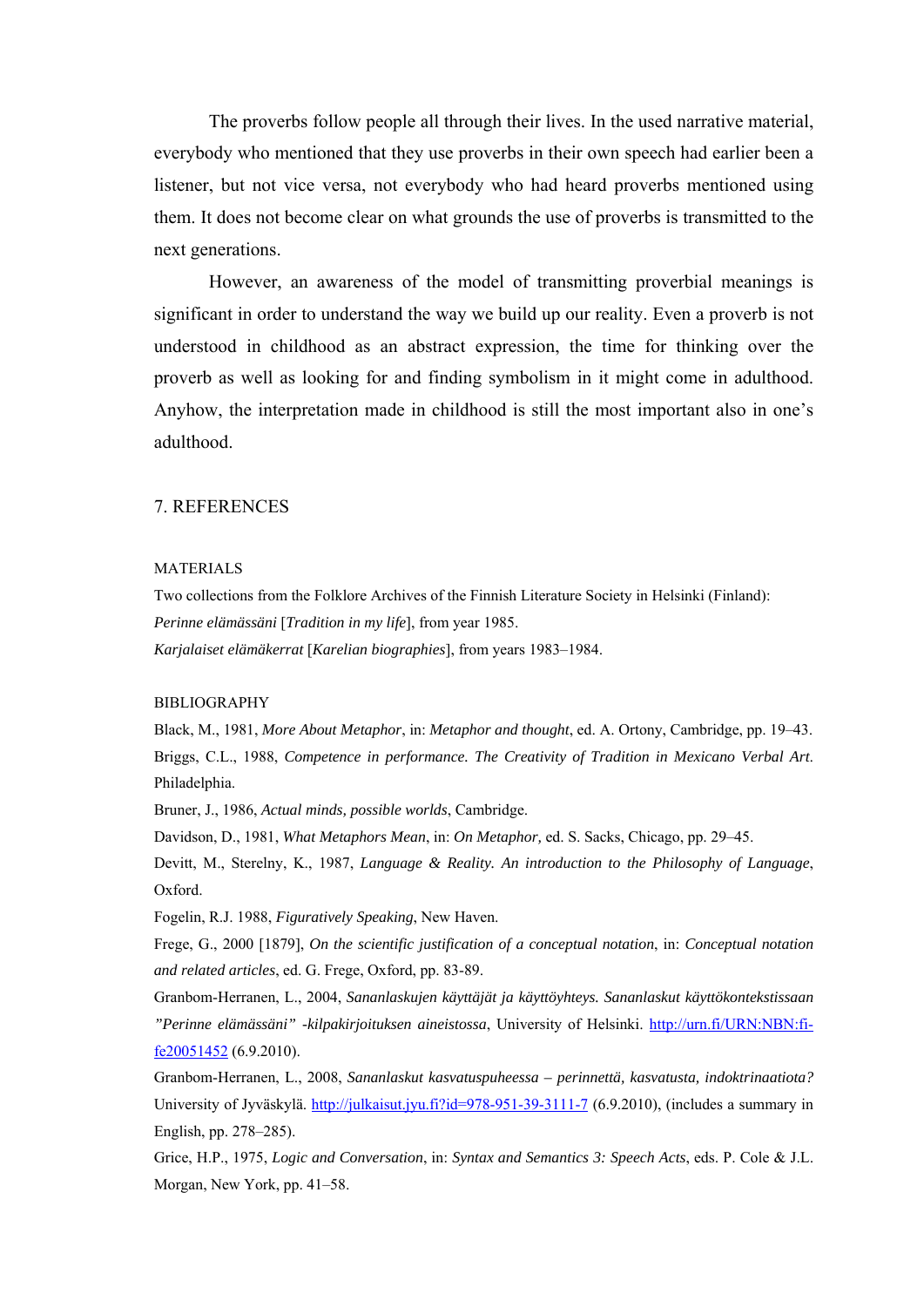The proverbs follow people all through their lives. In the used narrative material, everybody who mentioned that they use proverbs in their own speech had earlier been a listener, but not vice versa, not everybody who had heard proverbs mentioned using them. It does not become clear on what grounds the use of proverbs is transmitted to the next generations.

However, an awareness of the model of transmitting proverbial meanings is significant in order to understand the way we build up our reality. Even a proverb is not understood in childhood as an abstract expression, the time for thinking over the proverb as well as looking for and finding symbolism in it might come in adulthood. Anyhow, the interpretation made in childhood is still the most important also in one's adulthood.

## 7. REFERENCES

### MATERIALS

Two collections from the Folklore Archives of the Finnish Literature Society in Helsinki (Finland):

*Perinne elämässäni* [*Tradition in my life*], from year 1985.

*Karjalaiset elämäkerrat* [*Karelian biographies*], from years 1983–1984.

### BIBLIOGRAPHY

Black, M., 1981, *More About Metaphor*, in: *Metaphor and thought*, ed. A. Ortony, Cambridge, pp. 19–43.

Briggs, C.L., 1988, *Competence in performance. The Creativity of Tradition in Mexicano Verbal Art*. Philadelphia.

Bruner, J., 1986, *Actual minds, possible worlds*, Cambridge.

Davidson, D., 1981, *What Metaphors Mean*, in: *On Metaphor,* ed. S. Sacks, Chicago, pp. 29–45.

Devitt, M., Sterelny, K., 1987, *Language & Reality. An introduction to the Philosophy of Language*, Oxford.

Fogelin, R.J. 1988, *Figuratively Speaking*, New Haven.

Frege, G., 2000 [1879], *On the scientific justification of a conceptual notation*, in: *Conceptual notation and related articles*, ed. G. Frege, Oxford, pp. 83-89.

Granbom-Herranen, L., 2004, *Sananlaskujen käyttäjät ja käyttöyhteys. Sananlaskut käyttökontekstissaan "Perinne elämässäni" -kilpakirjoituksen aineistossa*, University of Helsinki. http://urn.fi/URN:NBN:fi-fe20051452 (6.9.2010).

Granbom-Herranen, L., 2008, *Sananlaskut kasvatuspuheessa – perinnettä, kasvatusta, indoktrinaatiota?* University of Jyväskylä. http://julkaisut.jyu.fi?id=978-951-39-3111-7 (6.9.2010), (includes a summary in English, pp. 278–285).

Grice, H.P., 1975, *Logic and Conversation*, in: *Syntax and Semantics 3: Speech Acts*, eds. P. Cole & J.L. Morgan, New York, pp. 41–58.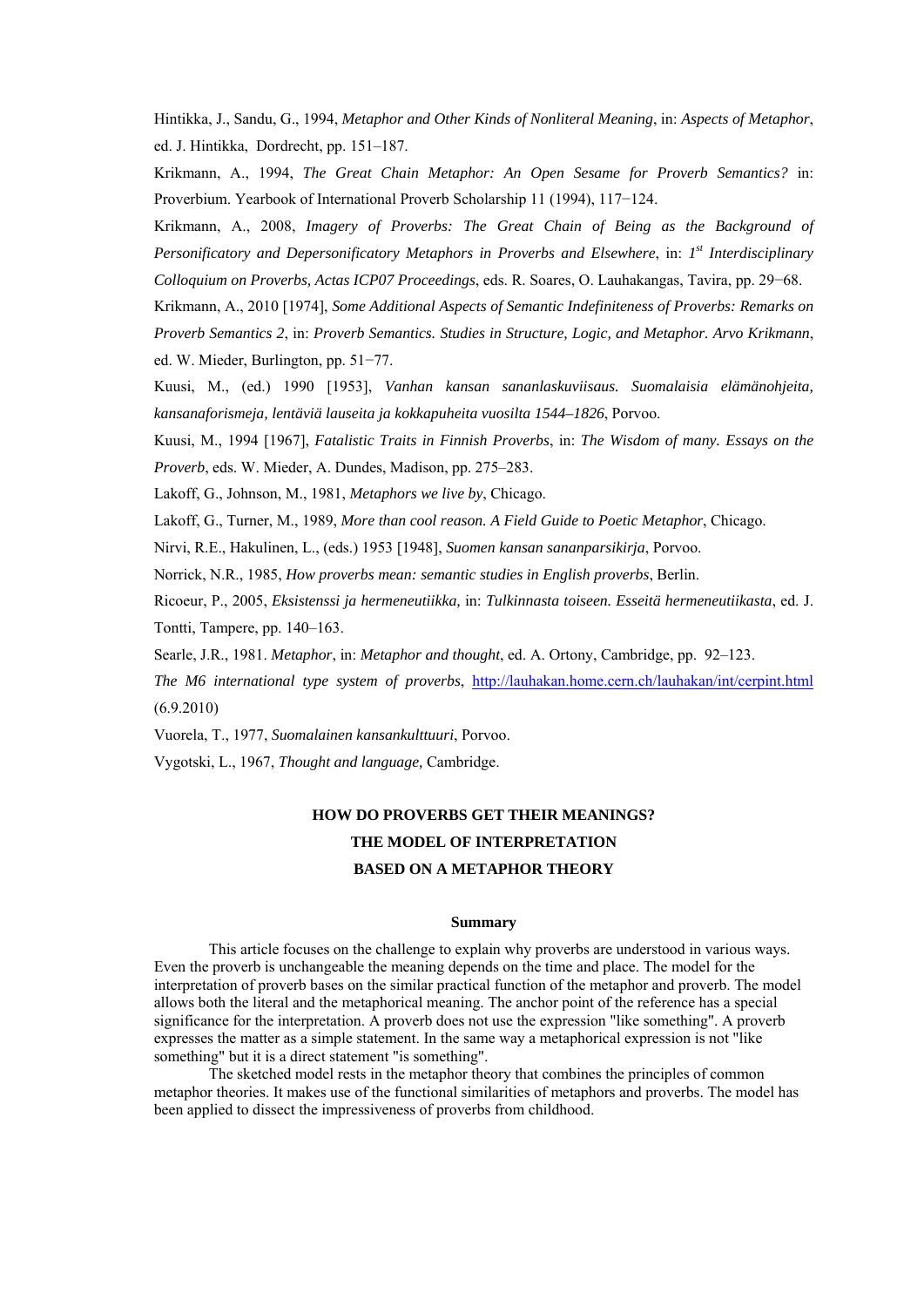Hintikka, J., Sandu, G., 1994, *Metaphor and Other Kinds of Nonliteral Meaning*, in: *Aspects of Metaphor*, ed. J. Hintikka, Dordrecht, pp. 151–187.

Krikmann, A., 1994, *The Great Chain Metaphor: An Open Sesame for Proverb Semantics?* in: Proverbium. Yearbook of International Proverb Scholarship 11 (1994), 117−124.

Krikmann, A., 2008, *Imagery of Proverbs: The Great Chain of Being as the Background of Personificatory and Depersonificatory Metaphors in Proverbs and Elsewhere*, in: *1st Interdisciplinary Colloquium on Proverbs, Actas ICP07 Proceedings*, eds. R. Soares, O. Lauhakangas, Tavira, pp. 29−68.

Krikmann, A., 2010 [1974], *Some Additional Aspects of Semantic Indefiniteness of Proverbs: Remarks on Proverb Semantics 2*, in: *Proverb Semantics. Studies in Structure, Logic, and Metaphor. Arvo Krikmann*, ed. W. Mieder, Burlington, pp. 51−77.

Kuusi, M., (ed.) 1990 [1953], *Vanhan kansan sananlaskuviisaus. Suomalaisia elämänohjeita, kansanaforismeja, lentäviä lauseita ja kokkapuheita vuosilta 1544–1826*, Porvoo.

Kuusi, M., 1994 [1967], *Fatalistic Traits in Finnish Proverbs*, in: *The Wisdom of many. Essays on the Proverb*, eds. W. Mieder, A. Dundes, Madison, pp. 275–283.

Lakoff, G., Johnson, M., 1981, *Metaphors we live by*, Chicago.

Lakoff, G., Turner, M., 1989, *More than cool reason. A Field Guide to Poetic Metaphor*, Chicago.

Nirvi, R.E., Hakulinen, L., (eds.) 1953 [1948], *Suomen kansan sananparsikirja*, Porvoo.

Norrick, N.R., 1985, *How proverbs mean: semantic studies in English proverbs*, Berlin.

Ricoeur, P., 2005, *Eksistenssi ja hermeneutiikka,* in: *Tulkinnasta toiseen. Esseitä hermeneutiikasta*, ed. J. Tontti, Tampere, pp. 140–163.

Searle, J.R., 1981. *Metaphor*, in: *Metaphor and thought*, ed. A. Ortony, Cambridge, pp. 92–123.

*The M6 international type system of proverbs*, http://lauhakan.home.cern.ch/lauhakan/int/cerpint.html (6.9.2010)

Vuorela, T., 1977, *Suomalainen kansankulttuuri*, Porvoo.

Vygotski, L., 1967, *Thought and language,* Cambridge.

## HOW DO PROVERBS GET THEIR MEANINGS? THE MODEL OF INTERPRETATION BASED ON A METAPHOR THEORY

### Summary

This article focuses on the challenge to explain why proverbs are understood in various ways. Even the proverb is unchangeable the meaning depends on the time and place. The model for the interpretation of proverb bases on the similar practical function of the metaphor and proverb. The model allows both the literal and the metaphorical meaning. The anchor point of the reference has a special significance for the interpretation. A proverb does not use the expression "like something". A proverb expresses the matter as a simple statement. In the same way a metaphorical expression is not "like something" but it is a direct statement "is something".

The sketched model rests in the metaphor theory that combines the principles of common metaphor theories. It makes use of the functional similarities of metaphors and proverbs. The model has been applied to dissect the impressiveness of proverbs from childhood.